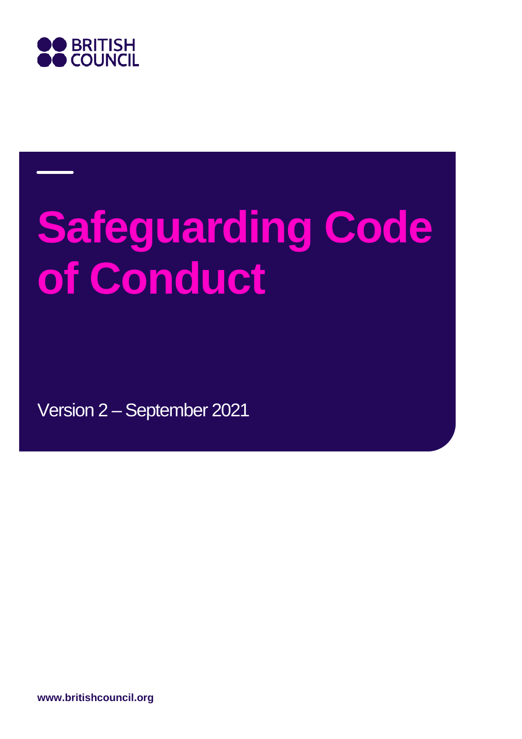BRITISH COUNCIL

# Safeguarding Code of Conduct

Version 2 – September 2021

**www.britishcouncil.org**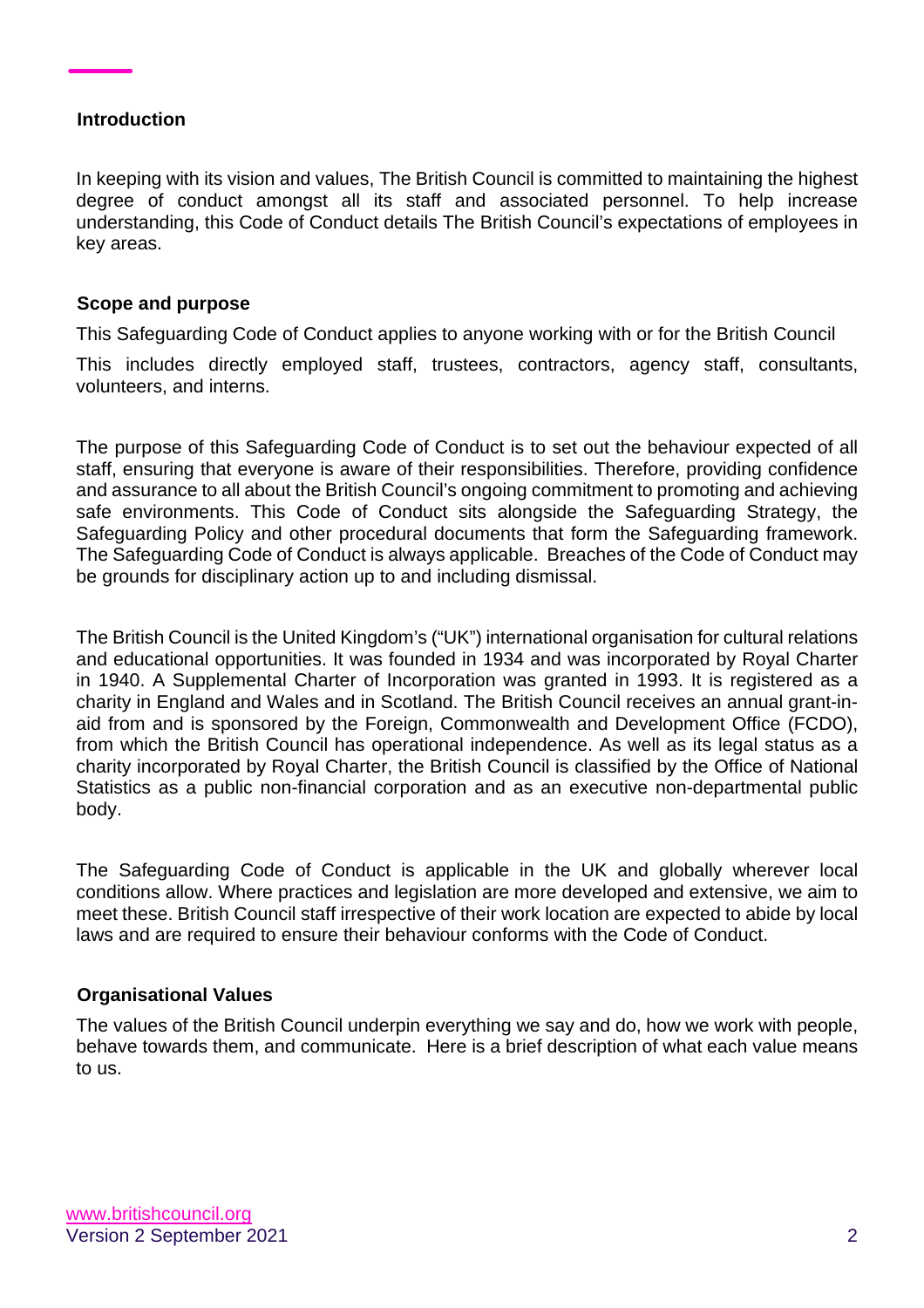## Introduction

In keeping with its vision and values, The British Council is committed to maintaining the highest degree of conduct amongst all its staff and associated personnel. To help increase understanding, this Code of Conduct details The British Council's expectations of employees in key areas.

## Scope and purpose

This Safeguarding Code of Conduct applies to anyone working with or for the British Council

This includes directly employed staff, trustees, contractors, agency staff, consultants, volunteers, and interns.

The purpose of this Safeguarding Code of Conduct is to set out the behaviour expected of all staff, ensuring that everyone is aware of their responsibilities. Therefore, providing confidence and assurance to all about the British Council's ongoing commitment to promoting and achieving safe environments. This Code of Conduct sits alongside the Safeguarding Strategy, the Safeguarding Policy and other procedural documents that form the Safeguarding framework. The Safeguarding Code of Conduct is always applicable. Breaches of the Code of Conduct may be grounds for disciplinary action up to and including dismissal.

The British Council is the United Kingdom's ("UK") international organisation for cultural relations and educational opportunities. It was founded in 1934 and was incorporated by Royal Charter in 1940. A Supplemental Charter of Incorporation was granted in 1993. It is registered as a charity in England and Wales and in Scotland. The British Council receives an annual grant-in-aid from and is sponsored by the Foreign, Commonwealth and Development Office (FCDO), from which the British Council has operational independence. As well as its legal status as a charity incorporated by Royal Charter, the British Council is classified by the Office of National Statistics as a public non-financial corporation and as an executive non-departmental public body.

The Safeguarding Code of Conduct is applicable in the UK and globally wherever local conditions allow. Where practices and legislation are more developed and extensive, we aim to meet these. British Council staff irrespective of their work location are expected to abide by local laws and are required to ensure their behaviour conforms with the Code of Conduct.

## Organisational Values

The values of the British Council underpin everything we say and do, how we work with people, behave towards them, and communicate. Here is a brief description of what each value means to us.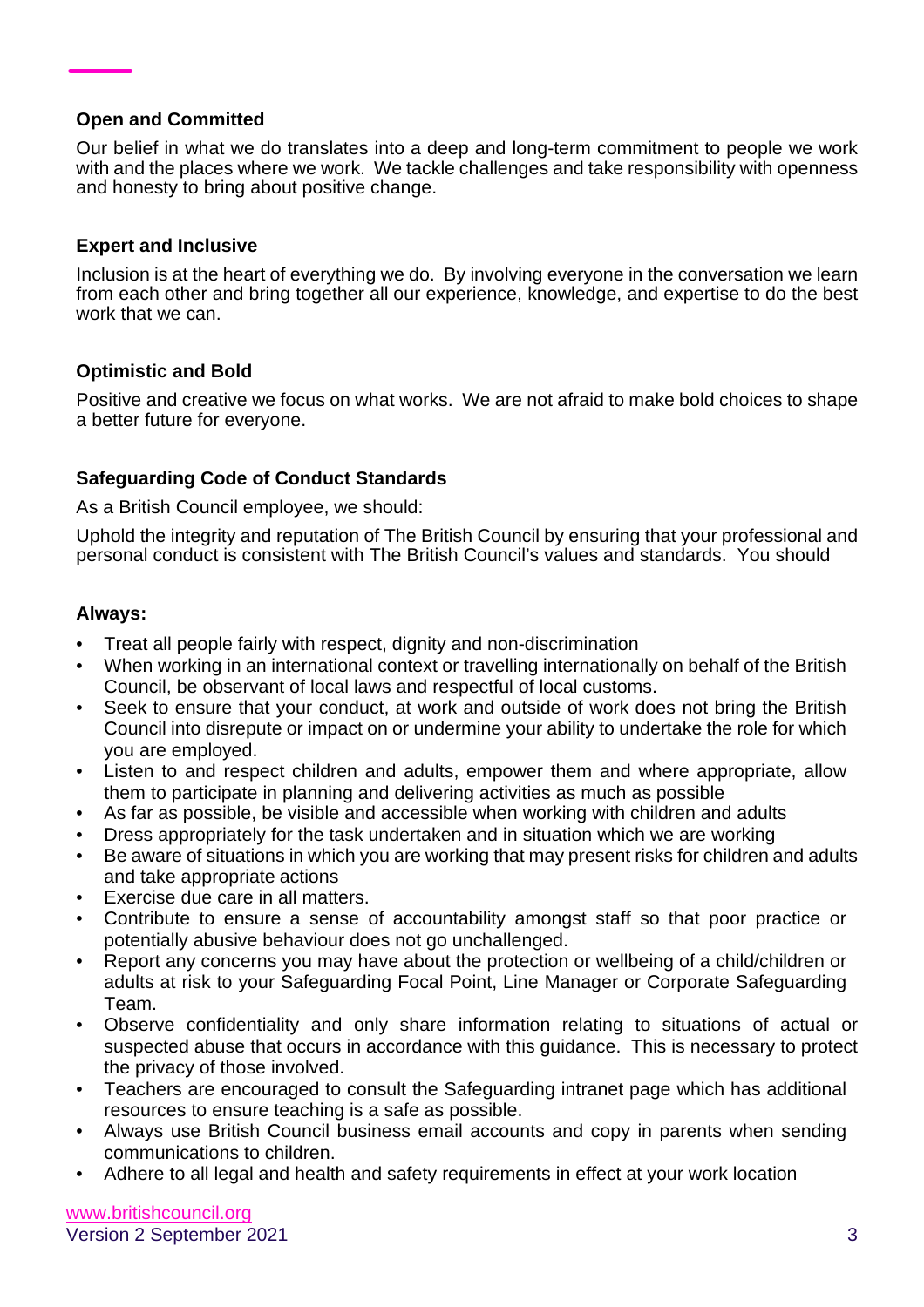### Open and Committed

Our belief in what we do translates into a deep and long-term commitment to people we work with and the places where we work. We tackle challenges and take responsibility with openness and honesty to bring about positive change.

### Expert and Inclusive

Inclusion is at the heart of everything we do. By involving everyone in the conversation we learn from each other and bring together all our experience, knowledge, and expertise to do the best work that we can.

### Optimistic and Bold

Positive and creative we focus on what works. We are not afraid to make bold choices to shape a better future for everyone.

### Safeguarding Code of Conduct Standards

As a British Council employee, we should:

Uphold the integrity and reputation of The British Council by ensuring that your professional and personal conduct is consistent with The British Council's values and standards. You should

**Always:**

- Treat all people fairly with respect, dignity and non-discrimination
- When working in an international context or travelling internationally on behalf of the British Council, be observant of local laws and respectful of local customs.
- Seek to ensure that your conduct, at work and outside of work does not bring the British Council into disrepute or impact on or undermine your ability to undertake the role for which you are employed.
- Listen to and respect children and adults, empower them and where appropriate, allow them to participate in planning and delivering activities as much as possible
- As far as possible, be visible and accessible when working with children and adults
- Dress appropriately for the task undertaken and in situation which we are working
- Be aware of situations in which you are working that may present risks for children and adults and take appropriate actions
- Exercise due care in all matters.
- Contribute to ensure a sense of accountability amongst staff so that poor practice or potentially abusive behaviour does not go unchallenged.
- Report any concerns you may have about the protection or wellbeing of a child/children or adults at risk to your Safeguarding Focal Point, Line Manager or Corporate Safeguarding Team.
- Observe confidentiality and only share information relating to situations of actual or suspected abuse that occurs in accordance with this guidance. This is necessary to protect the privacy of those involved.
- Teachers are encouraged to consult the Safeguarding intranet page which has additional resources to ensure teaching is a safe as possible.
- Always use British Council business email accounts and copy in parents when sending communications to children.
- Adhere to all legal and health and safety requirements in effect at your work location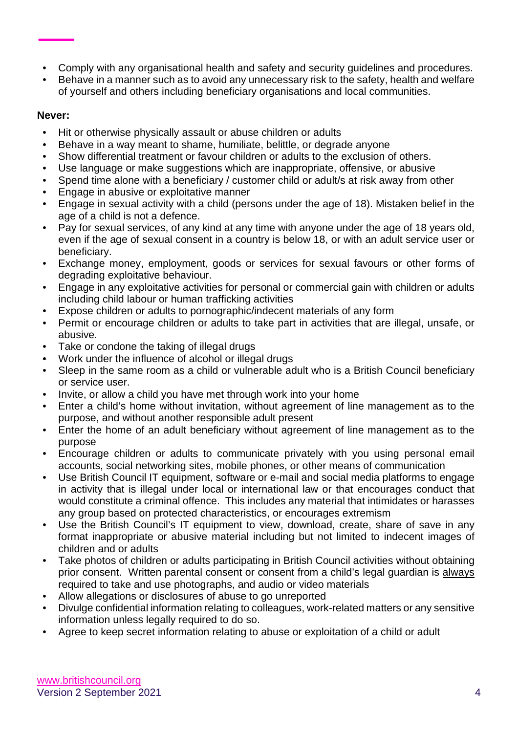- Comply with any organisational health and safety and security guidelines and procedures.
- Behave in a manner such as to avoid any unnecessary risk to the safety, health and welfare of yourself and others including beneficiary organisations and local communities.

**Never:**

- Hit or otherwise physically assault or abuse children or adults
- Behave in a way meant to shame, humiliate, belittle, or degrade anyone
- Show differential treatment or favour children or adults to the exclusion of others.
- Use language or make suggestions which are inappropriate, offensive, or abusive
- Spend time alone with a beneficiary / customer child or adult/s at risk away from other
- Engage in abusive or exploitative manner
- Engage in sexual activity with a child (persons under the age of 18). Mistaken belief in the age of a child is not a defence.
- Pay for sexual services, of any kind at any time with anyone under the age of 18 years old, even if the age of sexual consent in a country is below 18, or with an adult service user or beneficiary.
- Exchange money, employment, goods or services for sexual favours or other forms of degrading exploitative behaviour.
- Engage in any exploitative activities for personal or commercial gain with children or adults including child labour or human trafficking activities
- Expose children or adults to pornographic/indecent materials of any form
- Permit or encourage children or adults to take part in activities that are illegal, unsafe, or abusive.
- Take or condone the taking of illegal drugs
- Work under the influence of alcohol or illegal drugs
- Sleep in the same room as a child or vulnerable adult who is a British Council beneficiary or service user.
- Invite, or allow a child you have met through work into your home
- Enter a child's home without invitation, without agreement of line management as to the purpose, and without another responsible adult present
- Enter the home of an adult beneficiary without agreement of line management as to the purpose
- Encourage children or adults to communicate privately with you using personal email accounts, social networking sites, mobile phones, or other means of communication
- Use British Council IT equipment, software or e-mail and social media platforms to engage in activity that is illegal under local or international law or that encourages conduct that would constitute a criminal offence. This includes any material that intimidates or harasses any group based on protected characteristics, or encourages extremism
- Use the British Council's IT equipment to view, download, create, share of save in any format inappropriate or abusive material including but not limited to indecent images of children and or adults
- Take photos of children or adults participating in British Council activities without obtaining prior consent. Written parental consent or consent from a child's legal guardian is always required to take and use photographs, and audio or video materials
- Allow allegations or disclosures of abuse to go unreported
- Divulge confidential information relating to colleagues, work-related matters or any sensitive information unless legally required to do so.
- Agree to keep secret information relating to abuse or exploitation of a child or adult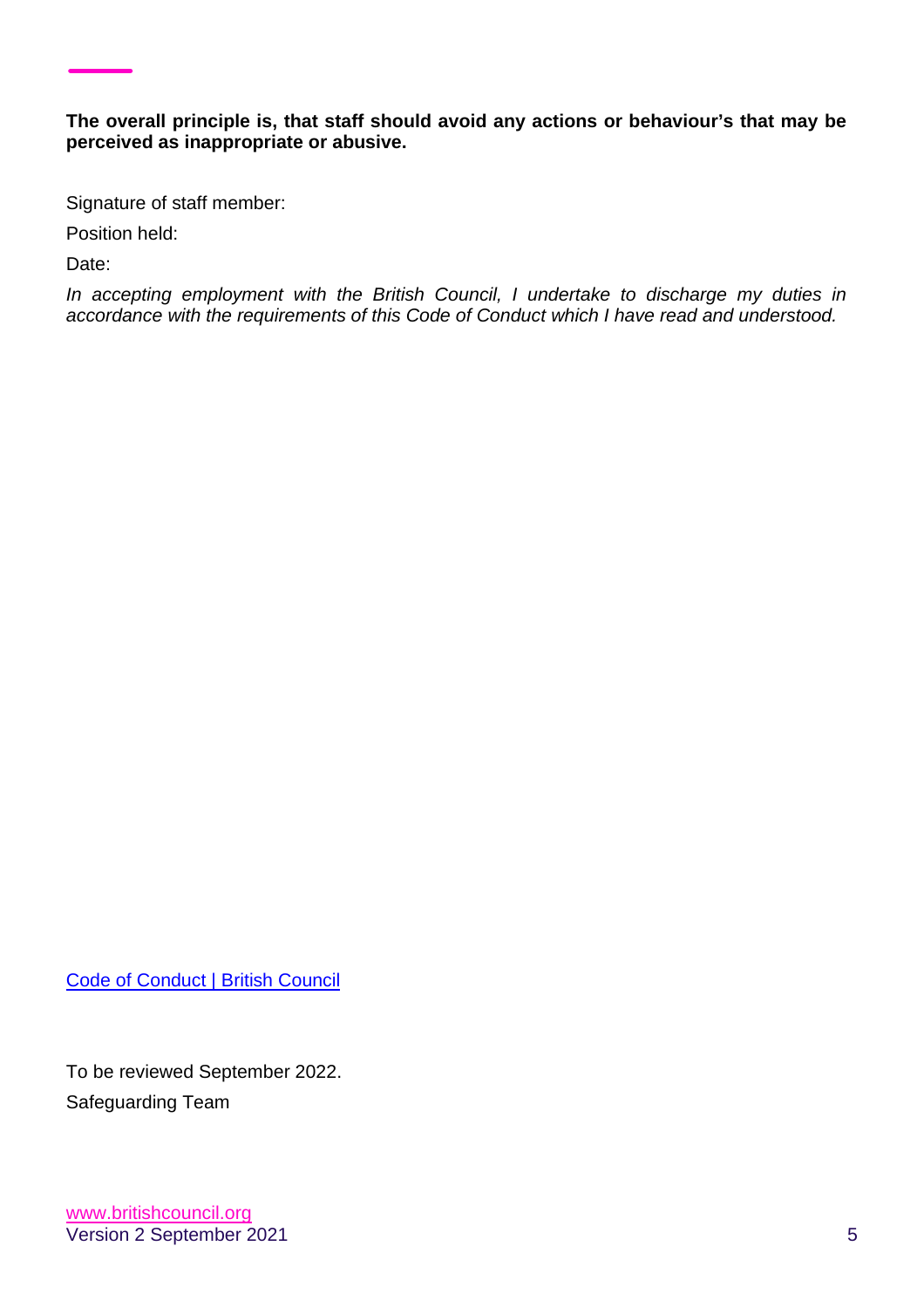**The overall principle is, that staff should avoid any actions or behaviour's that may be perceived as inappropriate or abusive.**

Signature of staff member:

Position held:

Date:

*In accepting employment with the British Council, I undertake to discharge my duties in accordance with the requirements of this Code of Conduct which I have read and understood.*

[Code of Conduct | British Council](Code of Conduct | British Council)

To be reviewed September 2022.

Safeguarding Team

www.britishcouncil.org
Version 2 September 2021